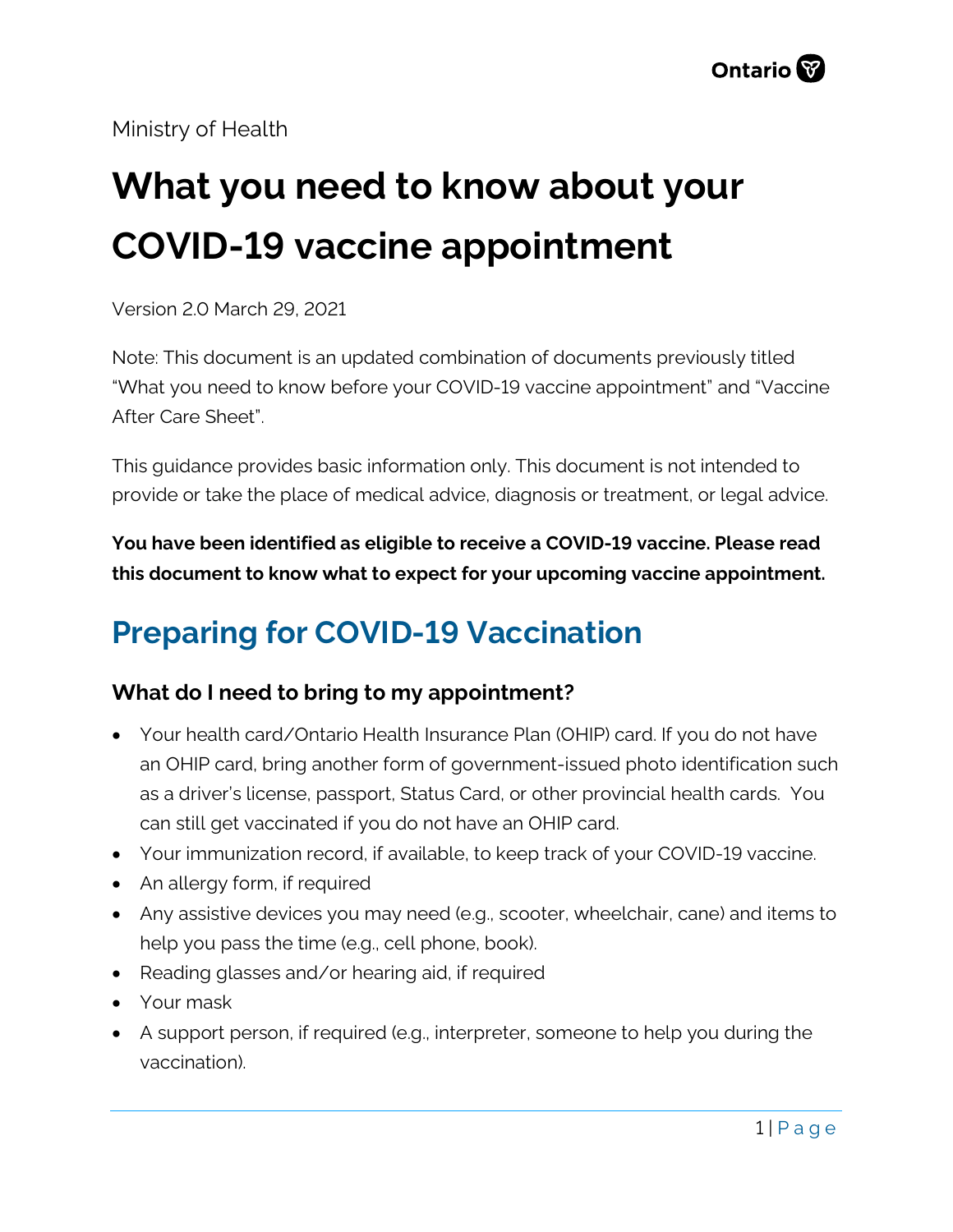Ministry of Health

# What you need to know about your COVID-19 vaccine appointment

Version 2.0 March 29, 2021

Note: This document is an updated combination of documents previously titled "What you need to know before your COVID-19 vaccine appointment" and "Vaccine After Care Sheet".

This guidance provides basic information only. This document is not intended to provide or take the place of medical advice, diagnosis or treatment, or legal advice.

**You have been identified as eligible to receive a COVID-19 vaccine. Please read this document to know what to expect for your upcoming vaccine appointment.**

## Preparing for COVID-19 Vaccination

### What do I need to bring to my appointment?

- Your health card/Ontario Health Insurance Plan (OHIP) card. If you do not have an OHIP card, bring another form of government-issued photo identification such as a driver's license, passport, Status Card, or other provincial health cards. You can still get vaccinated if you do not have an OHIP card.
- Your immunization record, if available, to keep track of your COVID-19 vaccine.
- An allergy form, if required
- Any assistive devices you may need (e.g., scooter, wheelchair, cane) and items to help you pass the time (e.g., cell phone, book).
- Reading glasses and/or hearing aid, if required
- Your mask
- A support person, if required (e.g., interpreter, someone to help you during the vaccination).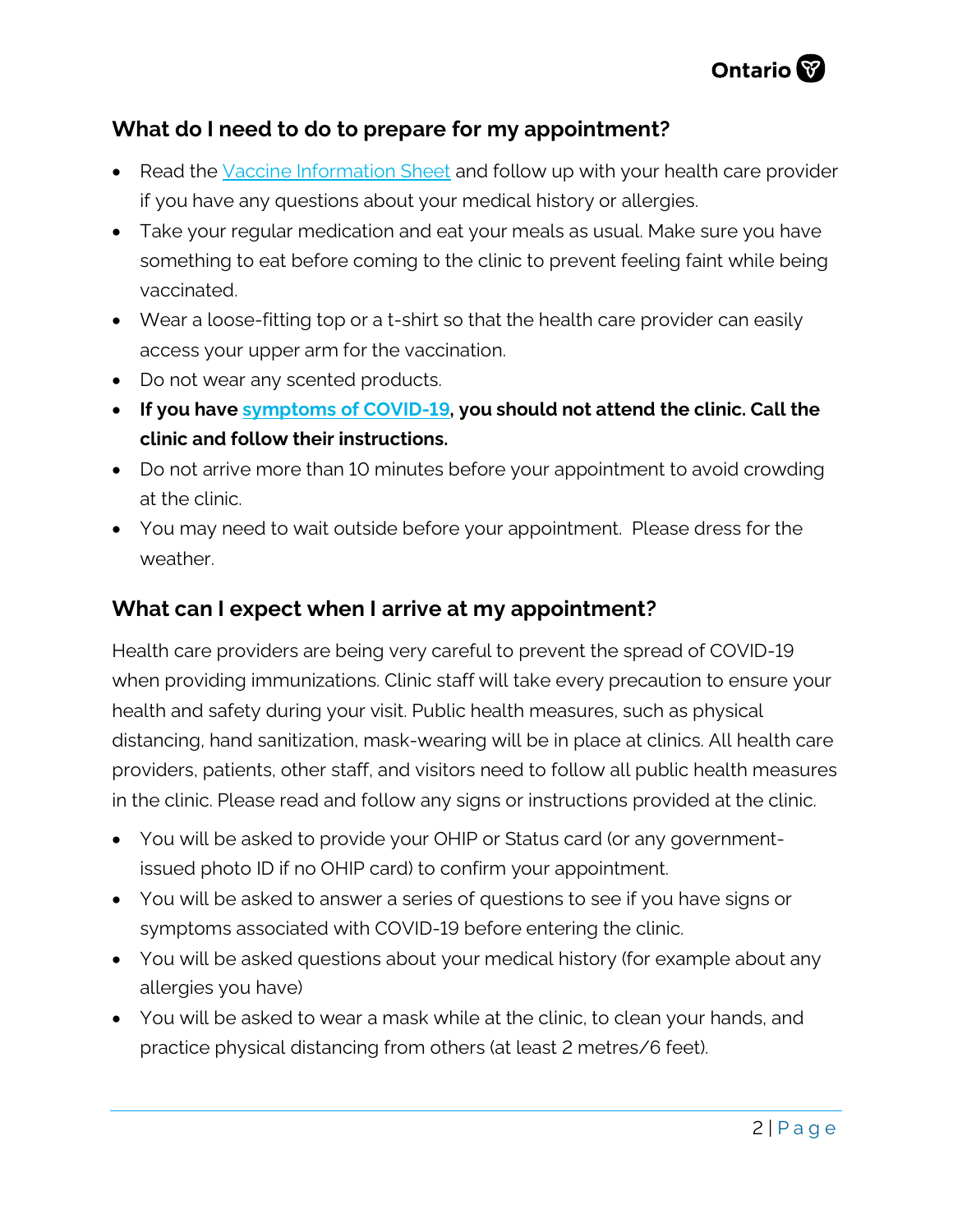## What do I need to do to prepare for my appointment?

- Read the Vaccine Information Sheet and follow up with your health care provider if you have any questions about your medical history or allergies.
- Take your regular medication and eat your meals as usual. Make sure you have something to eat before coming to the clinic to prevent feeling faint while being vaccinated.
- Wear a loose-fitting top or a t-shirt so that the health care provider can easily access your upper arm for the vaccination.
- Do not wear any scented products.
- **If you have symptoms of COVID-19, you should not attend the clinic. Call the clinic and follow their instructions.**
- Do not arrive more than 10 minutes before your appointment to avoid crowding at the clinic.
- You may need to wait outside before your appointment. Please dress for the weather.

## What can I expect when I arrive at my appointment?

Health care providers are being very careful to prevent the spread of COVID-19 when providing immunizations. Clinic staff will take every precaution to ensure your health and safety during your visit. Public health measures, such as physical distancing, hand sanitization, mask-wearing will be in place at clinics. All health care providers, patients, other staff, and visitors need to follow all public health measures in the clinic. Please read and follow any signs or instructions provided at the clinic.

- You will be asked to provide your OHIP or Status card (or any government-issued photo ID if no OHIP card) to confirm your appointment.
- You will be asked to answer a series of questions to see if you have signs or symptoms associated with COVID-19 before entering the clinic.
- You will be asked questions about your medical history (for example about any allergies you have)
- You will be asked to wear a mask while at the clinic, to clean your hands, and practice physical distancing from others (at least 2 metres/6 feet).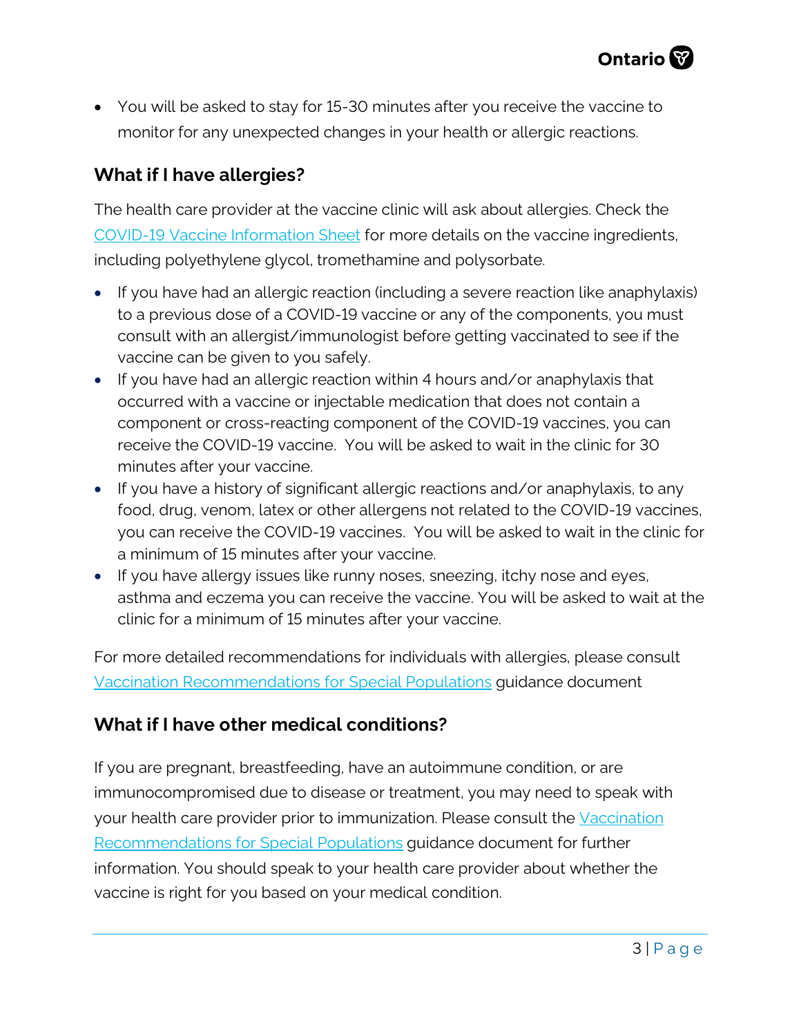- You will be asked to stay for 15-30 minutes after you receive the vaccine to monitor for any unexpected changes in your health or allergic reactions.

## What if I have allergies?

The health care provider at the vaccine clinic will ask about allergies. Check the COVID-19 Vaccine Information Sheet for more details on the vaccine ingredients, including polyethylene glycol, tromethamine and polysorbate.

- If you have had an allergic reaction (including a severe reaction like anaphylaxis) to a previous dose of a COVID-19 vaccine or any of the components, you must consult with an allergist/immunologist before getting vaccinated to see if the vaccine can be given to you safely.
- If you have had an allergic reaction within 4 hours and/or anaphylaxis that occurred with a vaccine or injectable medication that does not contain a component or cross-reacting component of the COVID-19 vaccines, you can receive the COVID-19 vaccine. You will be asked to wait in the clinic for 30 minutes after your vaccine.
- If you have a history of significant allergic reactions and/or anaphylaxis, to any food, drug, venom, latex or other allergens not related to the COVID-19 vaccines, you can receive the COVID-19 vaccines. You will be asked to wait in the clinic for a minimum of 15 minutes after your vaccine.
- If you have allergy issues like runny noses, sneezing, itchy nose and eyes, asthma and eczema you can receive the vaccine. You will be asked to wait at the clinic for a minimum of 15 minutes after your vaccine.

For more detailed recommendations for individuals with allergies, please consult Vaccination Recommendations for Special Populations guidance document

## What if I have other medical conditions?

If you are pregnant, breastfeeding, have an autoimmune condition, or are immunocompromised due to disease or treatment, you may need to speak with your health care provider prior to immunization. Please consult the Vaccination Recommendations for Special Populations guidance document for further information. You should speak to your health care provider about whether the vaccine is right for you based on your medical condition.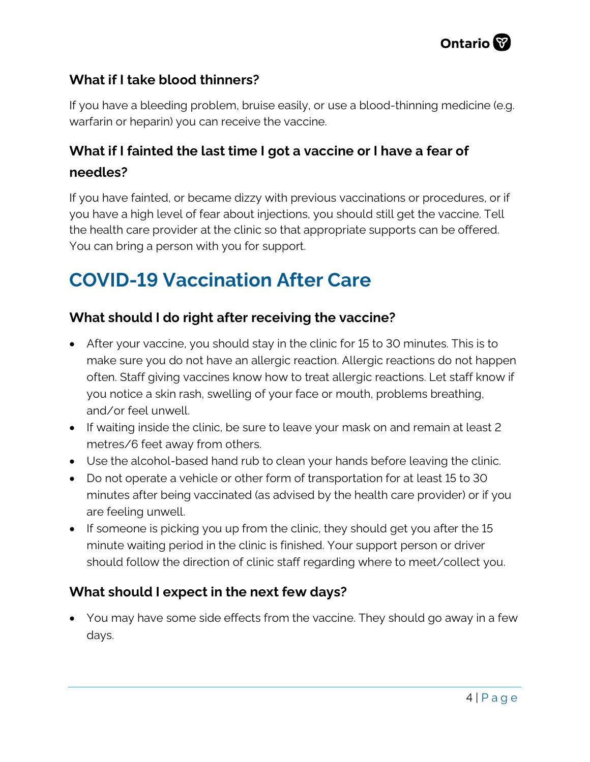### What if I take blood thinners?

If you have a bleeding problem, bruise easily, or use a blood-thinning medicine (e.g. warfarin or heparin) you can receive the vaccine.

### What if I fainted the last time I got a vaccine or I have a fear of needles?

If you have fainted, or became dizzy with previous vaccinations or procedures, or if you have a high level of fear about injections, you should still get the vaccine. Tell the health care provider at the clinic so that appropriate supports can be offered. You can bring a person with you for support.

## COVID-19 Vaccination After Care

### What should I do right after receiving the vaccine?

- After your vaccine, you should stay in the clinic for 15 to 30 minutes. This is to make sure you do not have an allergic reaction. Allergic reactions do not happen often. Staff giving vaccines know how to treat allergic reactions. Let staff know if you notice a skin rash, swelling of your face or mouth, problems breathing, and/or feel unwell.
- If waiting inside the clinic, be sure to leave your mask on and remain at least 2 metres/6 feet away from others.
- Use the alcohol-based hand rub to clean your hands before leaving the clinic.
- Do not operate a vehicle or other form of transportation for at least 15 to 30 minutes after being vaccinated (as advised by the health care provider) or if you are feeling unwell.
- If someone is picking you up from the clinic, they should get you after the 15 minute waiting period in the clinic is finished. Your support person or driver should follow the direction of clinic staff regarding where to meet/collect you.

### What should I expect in the next few days?

- You may have some side effects from the vaccine. They should go away in a few days.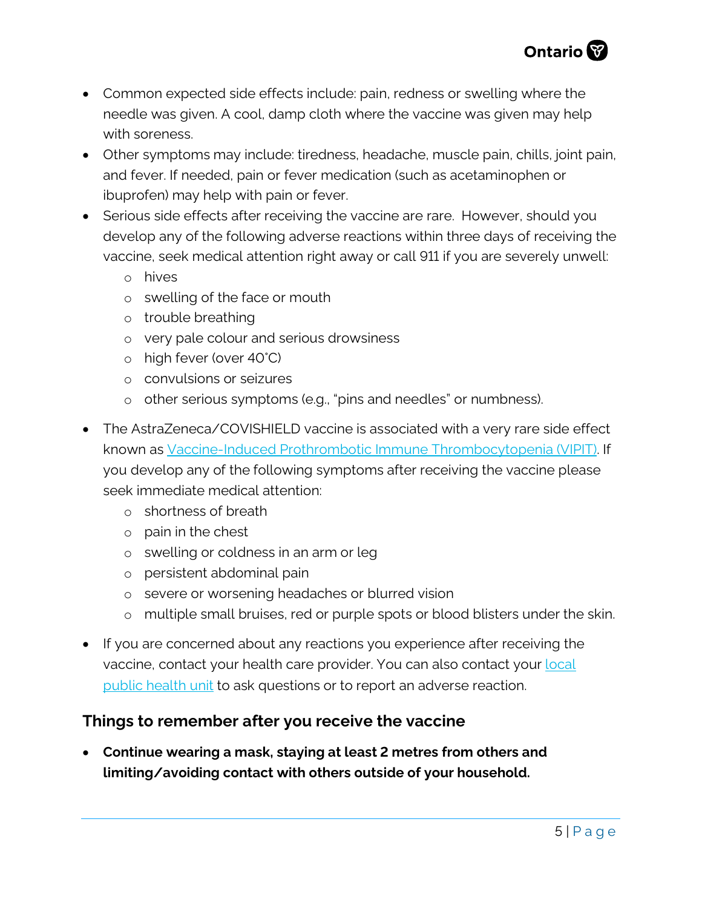- Common expected side effects include: pain, redness or swelling where the needle was given. A cool, damp cloth where the vaccine was given may help with soreness.
- Other symptoms may include: tiredness, headache, muscle pain, chills, joint pain, and fever. If needed, pain or fever medication (such as acetaminophen or ibuprofen) may help with pain or fever.
- Serious side effects after receiving the vaccine are rare. However, should you develop any of the following adverse reactions within three days of receiving the vaccine, seek medical attention right away or call 911 if you are severely unwell:
  - hives
  - swelling of the face or mouth
  - trouble breathing
  - very pale colour and serious drowsiness
  - high fever (over 40˚C)
  - convulsions or seizures
  - other serious symptoms (e.g., "pins and needles" or numbness).
- The AstraZeneca/COVISHIELD vaccine is associated with a very rare side effect known as Vaccine-Induced Prothrombotic Immune Thrombocytopenia (VIPIT). If you develop any of the following symptoms after receiving the vaccine please seek immediate medical attention:
  - shortness of breath
  - pain in the chest
  - swelling or coldness in an arm or leg
  - persistent abdominal pain
  - severe or worsening headaches or blurred vision
  - multiple small bruises, red or purple spots or blood blisters under the skin.
- If you are concerned about any reactions you experience after receiving the vaccine, contact your health care provider. You can also contact your local public health unit to ask questions or to report an adverse reaction.

## Things to remember after you receive the vaccine

- **Continue wearing a mask, staying at least 2 metres from others and limiting/avoiding contact with others outside of your household.**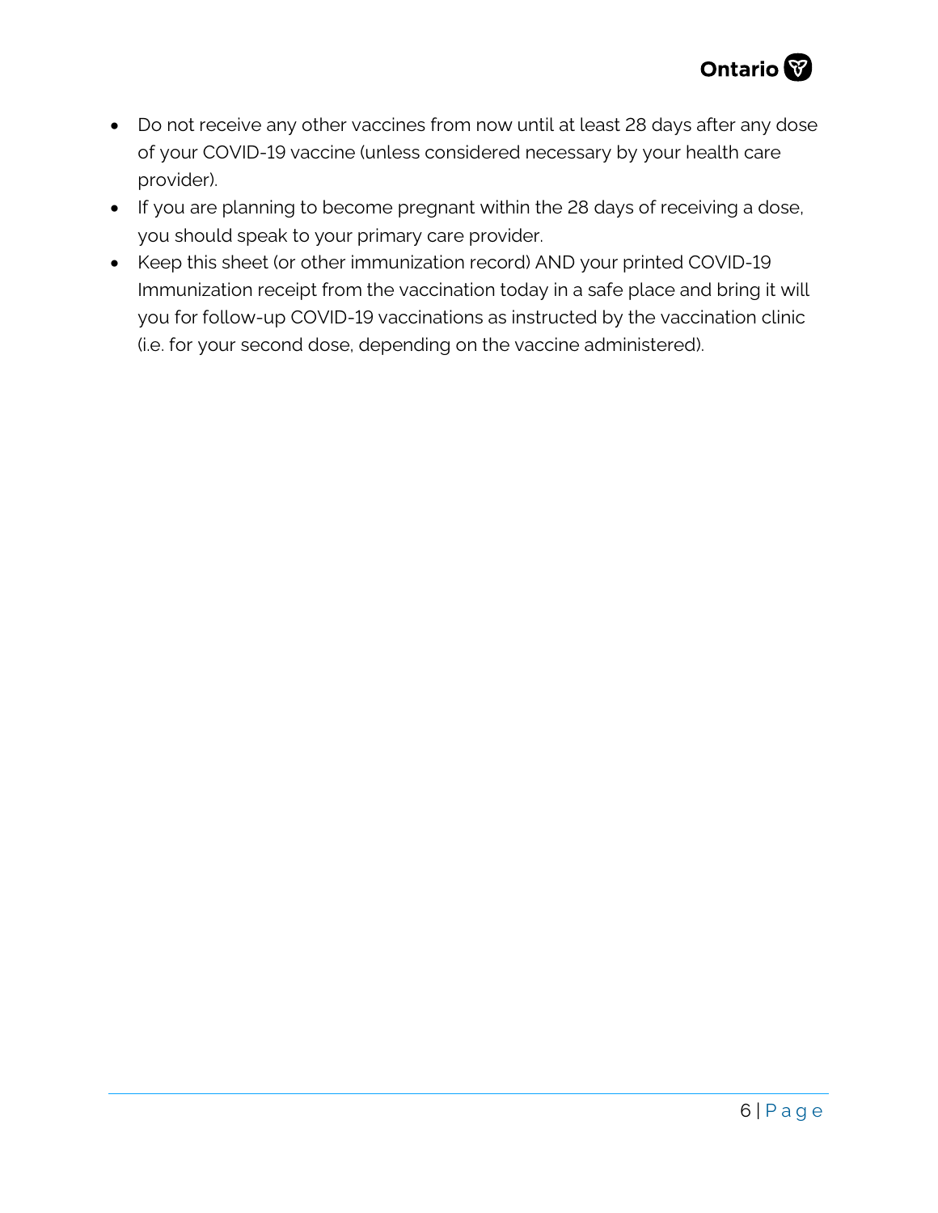- Do not receive any other vaccines from now until at least 28 days after any dose of your COVID-19 vaccine (unless considered necessary by your health care provider).
- If you are planning to become pregnant within the 28 days of receiving a dose, you should speak to your primary care provider.
- Keep this sheet (or other immunization record) AND your printed COVID-19 Immunization receipt from the vaccination today in a safe place and bring it will you for follow-up COVID-19 vaccinations as instructed by the vaccination clinic (i.e. for your second dose, depending on the vaccine administered).